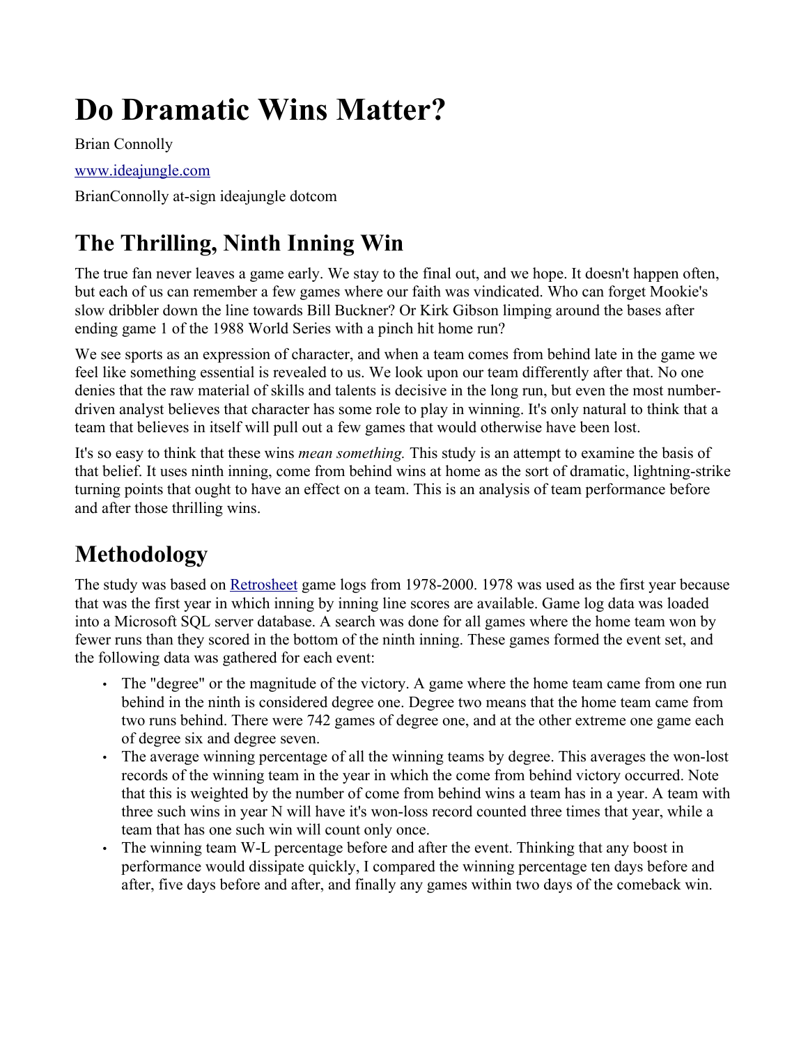# Do Dramatic Wins Matter?

Brian Connolly

[www.ideajungle.com](http://www.ideajungle.com)

BrianConnolly at-sign ideajungle dotcom

## The Thrilling, Ninth Inning Win

The true fan never leaves a game early. We stay to the final out, and we hope. It doesn't happen often, but each of us can remember a few games where our faith was vindicated. Who can forget Mookie's slow dribbler down the line towards Bill Buckner? Or Kirk Gibson limping around the bases after ending game 1 of the 1988 World Series with a pinch hit home run?

We see sports as an expression of character, and when a team comes from behind late in the game we feel like something essential is revealed to us. We look upon our team differently after that. No one denies that the raw material of skills and talents is decisive in the long run, but even the most number-driven analyst believes that character has some role to play in winning. It's only natural to think that a team that believes in itself will pull out a few games that would otherwise have been lost.

It's so easy to think that these wins *mean something.* This study is an attempt to examine the basis of that belief. It uses ninth inning, come from behind wins at home as the sort of dramatic, lightning-strike turning points that ought to have an effect on a team. This is an analysis of team performance before and after those thrilling wins.

## Methodology

The study was based on [Retrosheet](http://www.retrosheet.org) game logs from 1978-2000. 1978 was used as the first year because that was the first year in which inning by inning line scores are available. Game log data was loaded into a Microsoft SQL server database. A search was done for all games where the home team won by fewer runs than they scored in the bottom of the ninth inning. These games formed the event set, and the following data was gathered for each event:

- The "degree" or the magnitude of the victory. A game where the home team came from one run behind in the ninth is considered degree one. Degree two means that the home team came from two runs behind. There were 742 games of degree one, and at the other extreme one game each of degree six and degree seven.
- The average winning percentage of all the winning teams by degree. This averages the won-lost records of the winning team in the year in which the come from behind victory occurred. Note that this is weighted by the number of come from behind wins a team has in a year. A team with three such wins in year N will have it's won-loss record counted three times that year, while a team that has one such win will count only once.
- The winning team W-L percentage before and after the event. Thinking that any boost in performance would dissipate quickly, I compared the winning percentage ten days before and after, five days before and after, and finally any games within two days of the comeback win.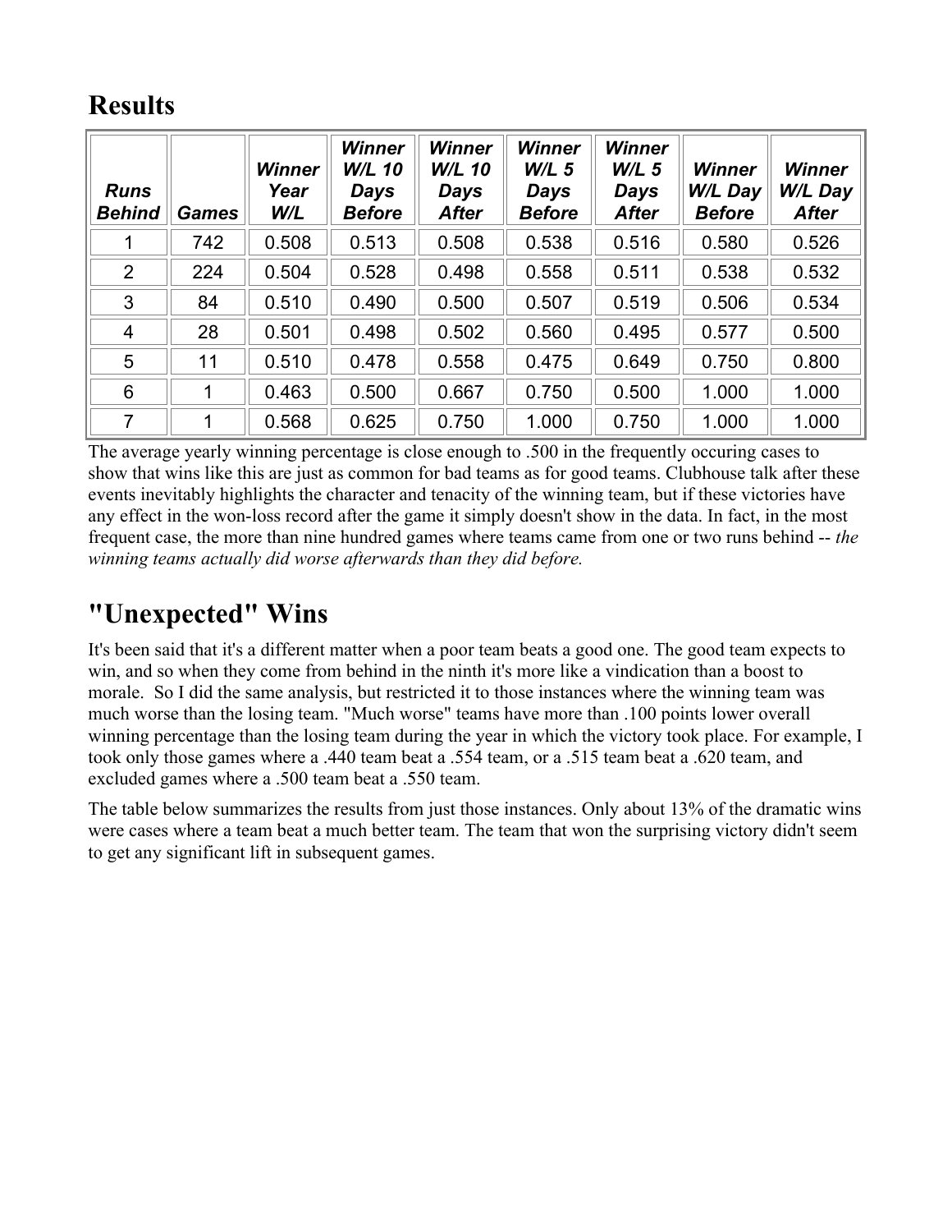## Results

| *Runs Behind* | *Games* | *Winner Year W/L* | *Winner W/L 10 Days Before* | *Winner W/L 10 Days After* | *Winner W/L 5 Days Before* | *Winner W/L 5 Days After* | *Winner W/L Day Before* | *Winner W/L Day After* |
|---|---|---|---|---|---|---|---|---|
| 1 | 742 | 0.508 | 0.513 | 0.508 | 0.538 | 0.516 | 0.580 | 0.526 |
| 2 | 224 | 0.504 | 0.528 | 0.498 | 0.558 | 0.511 | 0.538 | 0.532 |
| 3 | 84 | 0.510 | 0.490 | 0.500 | 0.507 | 0.519 | 0.506 | 0.534 |
| 4 | 28 | 0.501 | 0.498 | 0.502 | 0.560 | 0.495 | 0.577 | 0.500 |
| 5 | 11 | 0.510 | 0.478 | 0.558 | 0.475 | 0.649 | 0.750 | 0.800 |
| 6 | 1 | 0.463 | 0.500 | 0.667 | 0.750 | 0.500 | 1.000 | 1.000 |
| 7 | 1 | 0.568 | 0.625 | 0.750 | 1.000 | 0.750 | 1.000 | 1.000 |

The average yearly winning percentage is close enough to .500 in the frequently occuring cases to show that wins like this are just as common for bad teams as for good teams. Clubhouse talk after these events inevitably highlights the character and tenacity of the winning team, but if these victories have any effect in the won-loss record after the game it simply doesn't show in the data. In fact, in the most frequent case, the more than nine hundred games where teams came from one or two runs behind -- *the winning teams actually did worse afterwards than they did before.*

## "Unexpected" Wins

It's been said that it's a different matter when a poor team beats a good one. The good team expects to win, and so when they come from behind in the ninth it's more like a vindication than a boost to morale. So I did the same analysis, but restricted it to those instances where the winning team was much worse than the losing team. "Much worse" teams have more than .100 points lower overall winning percentage than the losing team during the year in which the victory took place. For example, I took only those games where a .440 team beat a .554 team, or a .515 team beat a .620 team, and excluded games where a .500 team beat a .550 team.

The table below summarizes the results from just those instances. Only about 13% of the dramatic wins were cases where a team beat a much better team. The team that won the surprising victory didn't seem to get any significant lift in subsequent games.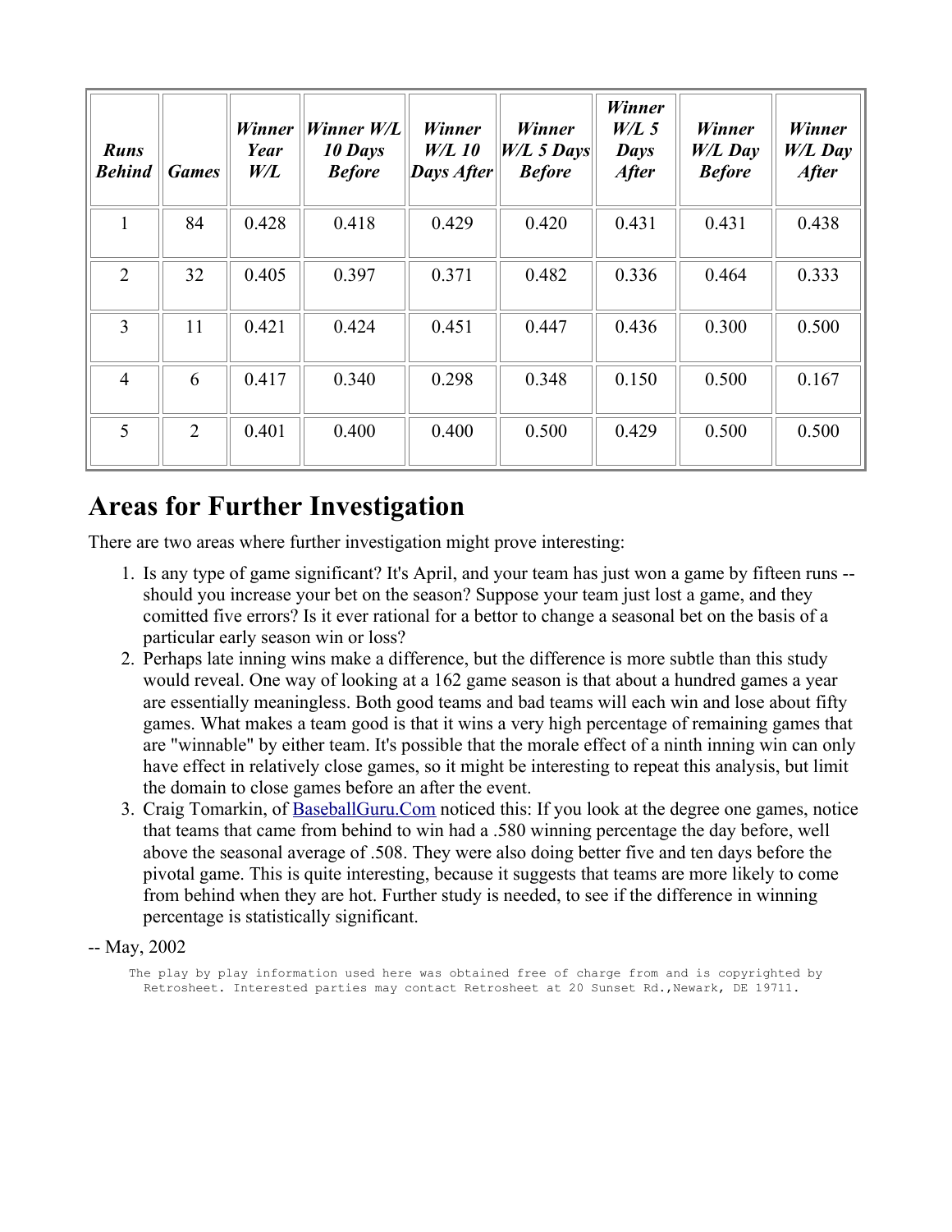| Runs Behind | Games | Winner Year W/L | Winner W/L 10 Days Before | Winner W/L 10 Days After | Winner W/L 5 Days Before | Winner W/L 5 Days After | Winner W/L Day Before | Winner W/L Day After |
|---|---|---|---|---|---|---|---|---|
| 1 | 84 | 0.428 | 0.418 | 0.429 | 0.420 | 0.431 | 0.431 | 0.438 |
| 2 | 32 | 0.405 | 0.397 | 0.371 | 0.482 | 0.336 | 0.464 | 0.333 |
| 3 | 11 | 0.421 | 0.424 | 0.451 | 0.447 | 0.436 | 0.300 | 0.500 |
| 4 | 6 | 0.417 | 0.340 | 0.298 | 0.348 | 0.150 | 0.500 | 0.167 |
| 5 | 2 | 0.401 | 0.400 | 0.400 | 0.500 | 0.429 | 0.500 | 0.500 |

## Areas for Further Investigation

There are two areas where further investigation might prove interesting:

1. Is any type of game significant? It's April, and your team has just won a game by fifteen runs -- should you increase your bet on the season? Suppose your team just lost a game, and they comitted five errors? Is it ever rational for a bettor to change a seasonal bet on the basis of a particular early season win or loss?
2. Perhaps late inning wins make a difference, but the difference is more subtle than this study would reveal. One way of looking at a 162 game season is that about a hundred games a year are essentially meaningless. Both good teams and bad teams will each win and lose about fifty games. What makes a team good is that it wins a very high percentage of remaining games that are "winnable" by either team. It's possible that the morale effect of a ninth inning win can only have effect in relatively close games, so it might be interesting to repeat this analysis, but limit the domain to close games before an after the event.
3. Craig Tomarkin, of BaseballGuru.Com noticed this: If you look at the degree one games, notice that teams that came from behind to win had a .580 winning percentage the day before, well above the seasonal average of .508. They were also doing better five and ten days before the pivotal game. This is quite interesting, because it suggests that teams are more likely to come from behind when they are hot. Further study is needed, to see if the difference in winning percentage is statistically significant.

-- May, 2002

The play by play information used here was obtained free of charge from and is copyrighted by Retrosheet. Interested parties may contact Retrosheet at 20 Sunset Rd.,Newark, DE 19711.